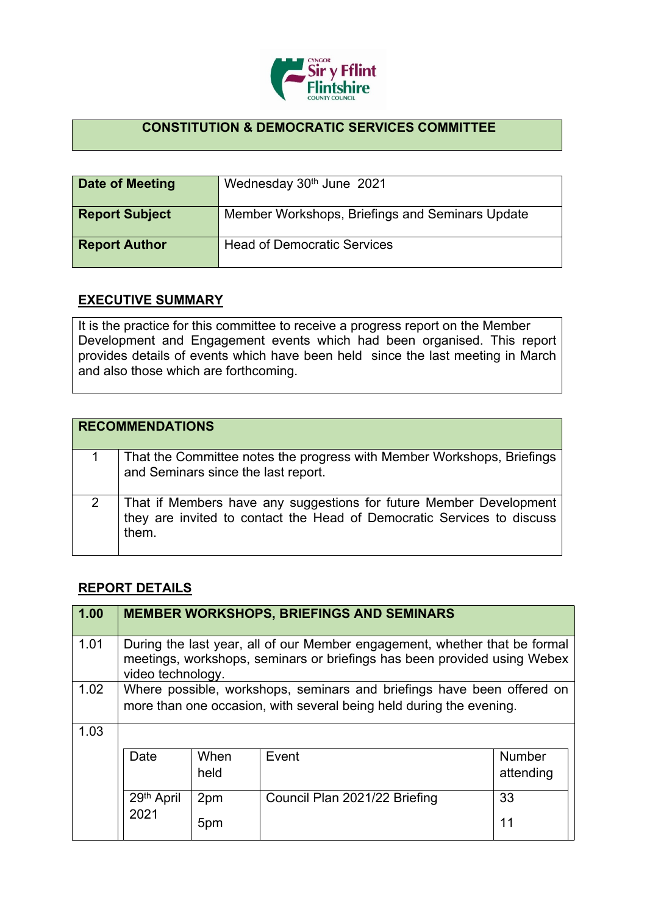## CONSTITUTION & DEMOCRATIC SERVICES COMMITTEE

| Date of Meeting | Wednesday 30th June 2021 |
|---|---|
| Report Subject | Member Workshops, Briefings and Seminars Update |
| Report Author | Head of Democratic Services |

## EXECUTIVE SUMMARY

It is the practice for this committee to receive a progress report on the Member Development and Engagement events which had been organised. This report provides details of events which have been held since the last meeting in March and also those which are forthcoming.

| RECOMMENDATIONS | |
|---|---|
| 1 | That the Committee notes the progress with Member Workshops, Briefings and Seminars since the last report. |
| 2 | That if Members have any suggestions for future Member Development they are invited to contact the Head of Democratic Services to discuss them. |

## REPORT DETAILS

| 1.00 | MEMBER WORKSHOPS, BRIEFINGS AND SEMINARS |
|---|---|
| 1.01 | During the last year, all of our Member engagement, whether that be formal meetings, workshops, seminars or briefings has been provided using Webex video technology. |
| 1.02 | Where possible, workshops, seminars and briefings have been offered on more than one occasion, with several being held during the evening. |
| 1.03 | |

| Date | When held | Event | Number attending |
|---|---|---|---|
| 29th April 2021 | 2pm<br>5pm | Council Plan 2021/22 Briefing | 33<br>11 |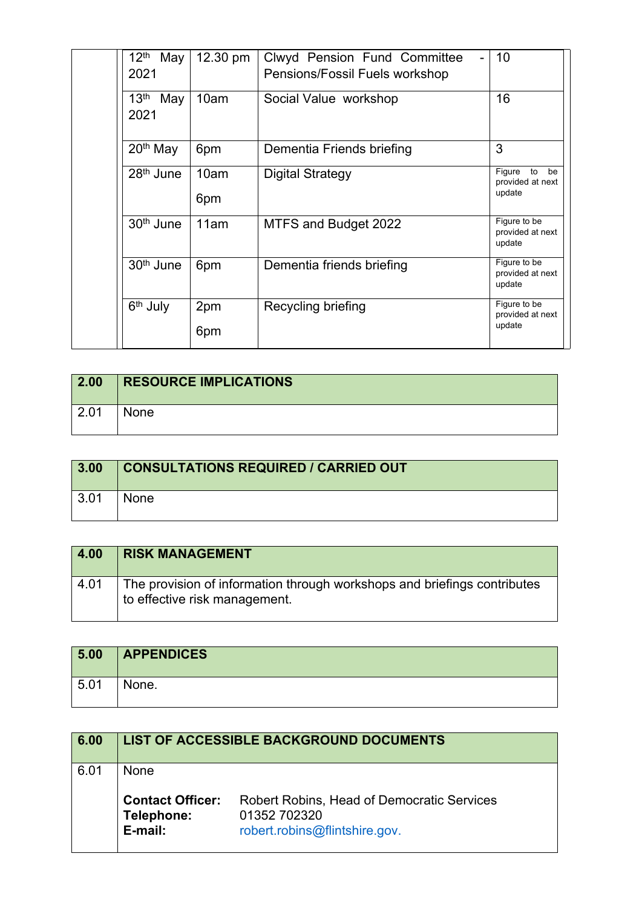| | Date | Time | Event | Attendance |
|---|---|---|---|---|
| | 12th May 2021 | 12.30 pm | Clwyd Pension Fund Committee - Pensions/Fossil Fuels workshop | 10 |
| | 13th May 2021 | 10am | Social Value workshop | 16 |
| | 20th May | 6pm | Dementia Friends briefing | 3 |
| | 28th June | 10am<br>6pm | Digital Strategy | Figure to be provided at next update |
| | 30th June | 11am | MTFS and Budget 2022 | Figure to be provided at next update |
| | 30th June | 6pm | Dementia friends briefing | Figure to be provided at next update |
| | 6th July | 2pm<br>6pm | Recycling briefing | Figure to be provided at next update |

| 2.00 | RESOURCE IMPLICATIONS |
|---|---|
| 2.01 | None |

| 3.00 | CONSULTATIONS REQUIRED / CARRIED OUT |
|---|---|
| 3.01 | None |

| 4.00 | RISK MANAGEMENT |
|---|---|
| 4.01 | The provision of information through workshops and briefings contributes to effective risk management. |

| 5.00 | APPENDICES |
|---|---|
| 5.01 | None. |

| 6.00 | LIST OF ACCESSIBLE BACKGROUND DOCUMENTS |
|---|---|
| 6.01 | None<br><br>**Contact Officer:** Robert Robins, Head of Democratic Services<br>**Telephone:** 01352 702320<br>**E-mail:** robert.robins@flintshire.gov. |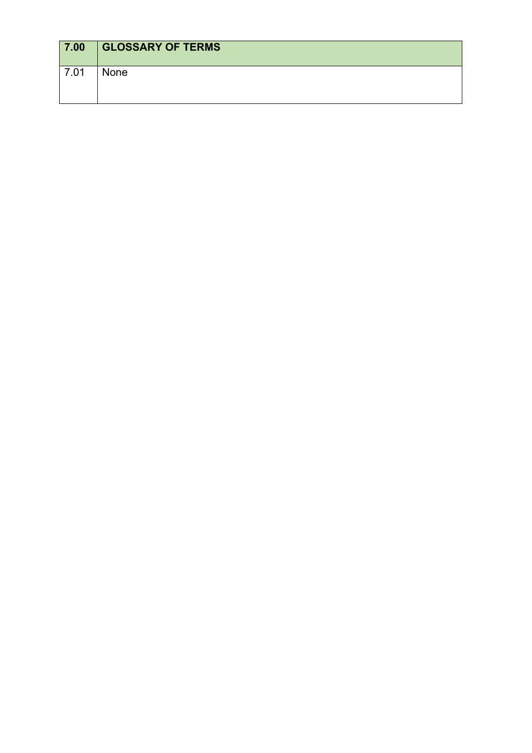| 7.00 | GLOSSARY OF TERMS |
| --- | --- |
| 7.01 | None |